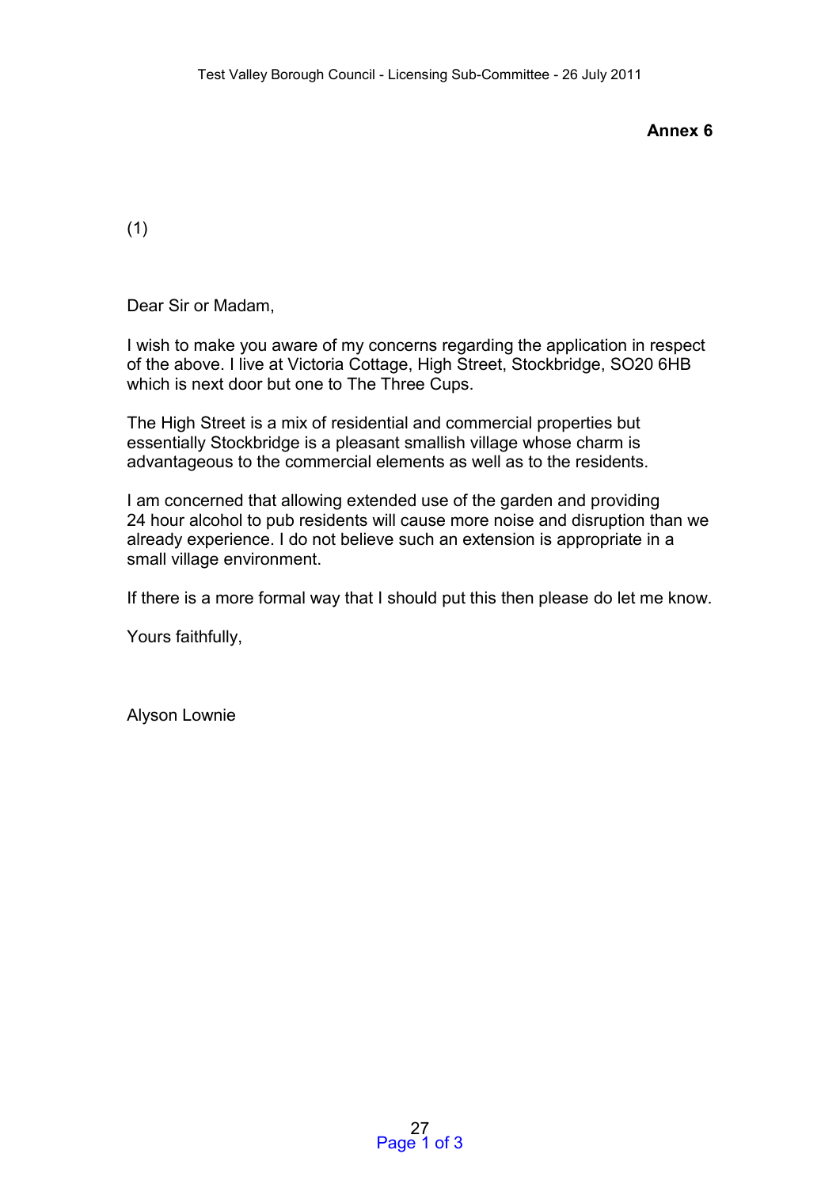**Annex 6**

(1)

Dear Sir or Madam,

I wish to make you aware of my concerns regarding the application in respect of the above. I live at Victoria Cottage, High Street, Stockbridge, SO20 6HB which is next door but one to The Three Cups.

The High Street is a mix of residential and commercial properties but essentially Stockbridge is a pleasant smallish village whose charm is advantageous to the commercial elements as well as to the residents.

I am concerned that allowing extended use of the garden and providing 24 hour alcohol to pub residents will cause more noise and disruption than we already experience. I do not believe such an extension is appropriate in a small village environment.

If there is a more formal way that I should put this then please do let me know.

Yours faithfully,

Alyson Lownie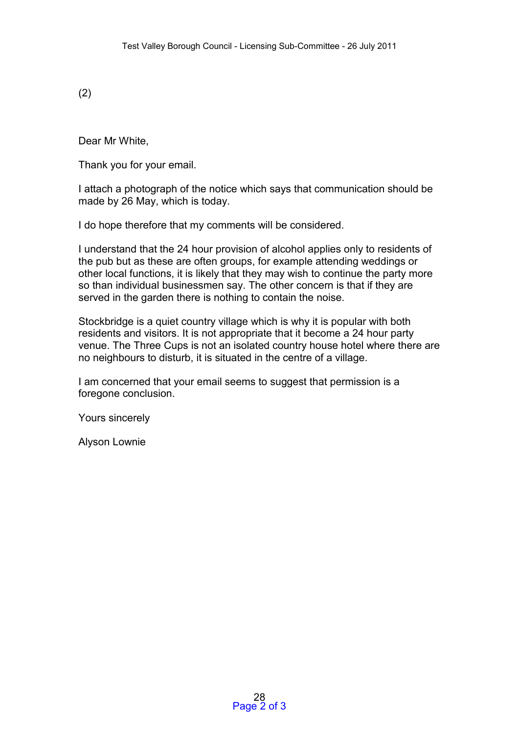(2)

Dear Mr White,

Thank you for your email.

I attach a photograph of the notice which says that communication should be made by 26 May, which is today.

I do hope therefore that my comments will be considered.

I understand that the 24 hour provision of alcohol applies only to residents of the pub but as these are often groups, for example attending weddings or other local functions, it is likely that they may wish to continue the party more so than individual businessmen say. The other concern is that if they are served in the garden there is nothing to contain the noise.

Stockbridge is a quiet country village which is why it is popular with both residents and visitors. It is not appropriate that it become a 24 hour party venue. The Three Cups is not an isolated country house hotel where there are no neighbours to disturb, it is situated in the centre of a village.

I am concerned that your email seems to suggest that permission is a foregone conclusion.

Yours sincerely

Alyson Lownie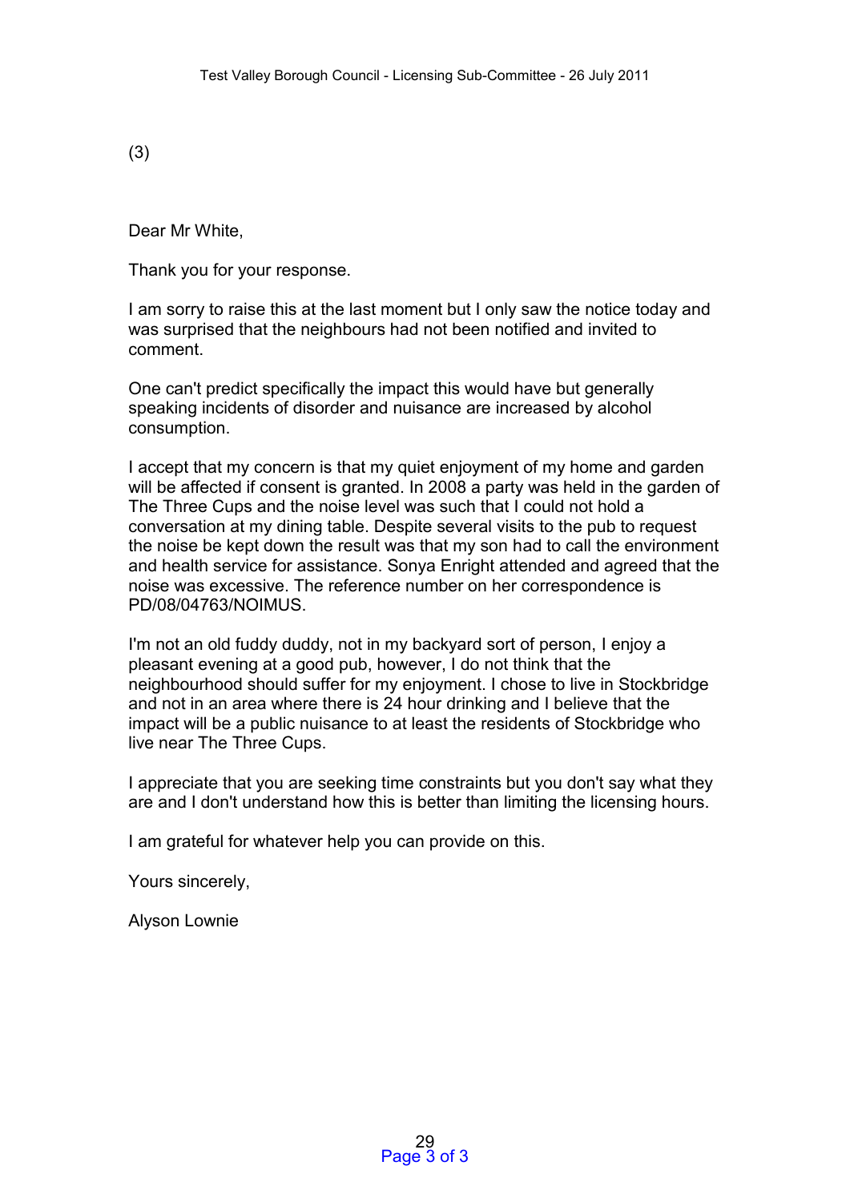(3)

Dear Mr White,

Thank you for your response.

I am sorry to raise this at the last moment but I only saw the notice today and was surprised that the neighbours had not been notified and invited to comment.

One can't predict specifically the impact this would have but generally speaking incidents of disorder and nuisance are increased by alcohol consumption.

I accept that my concern is that my quiet enjoyment of my home and garden will be affected if consent is granted. In 2008 a party was held in the garden of The Three Cups and the noise level was such that I could not hold a conversation at my dining table. Despite several visits to the pub to request the noise be kept down the result was that my son had to call the environment and health service for assistance. Sonya Enright attended and agreed that the noise was excessive. The reference number on her correspondence is PD/08/04763/NOIMUS.

I'm not an old fuddy duddy, not in my backyard sort of person, I enjoy a pleasant evening at a good pub, however, I do not think that the neighbourhood should suffer for my enjoyment. I chose to live in Stockbridge and not in an area where there is 24 hour drinking and I believe that the impact will be a public nuisance to at least the residents of Stockbridge who live near The Three Cups.

I appreciate that you are seeking time constraints but you don't say what they are and I don't understand how this is better than limiting the licensing hours.

I am grateful for whatever help you can provide on this.

Yours sincerely,

Alyson Lownie